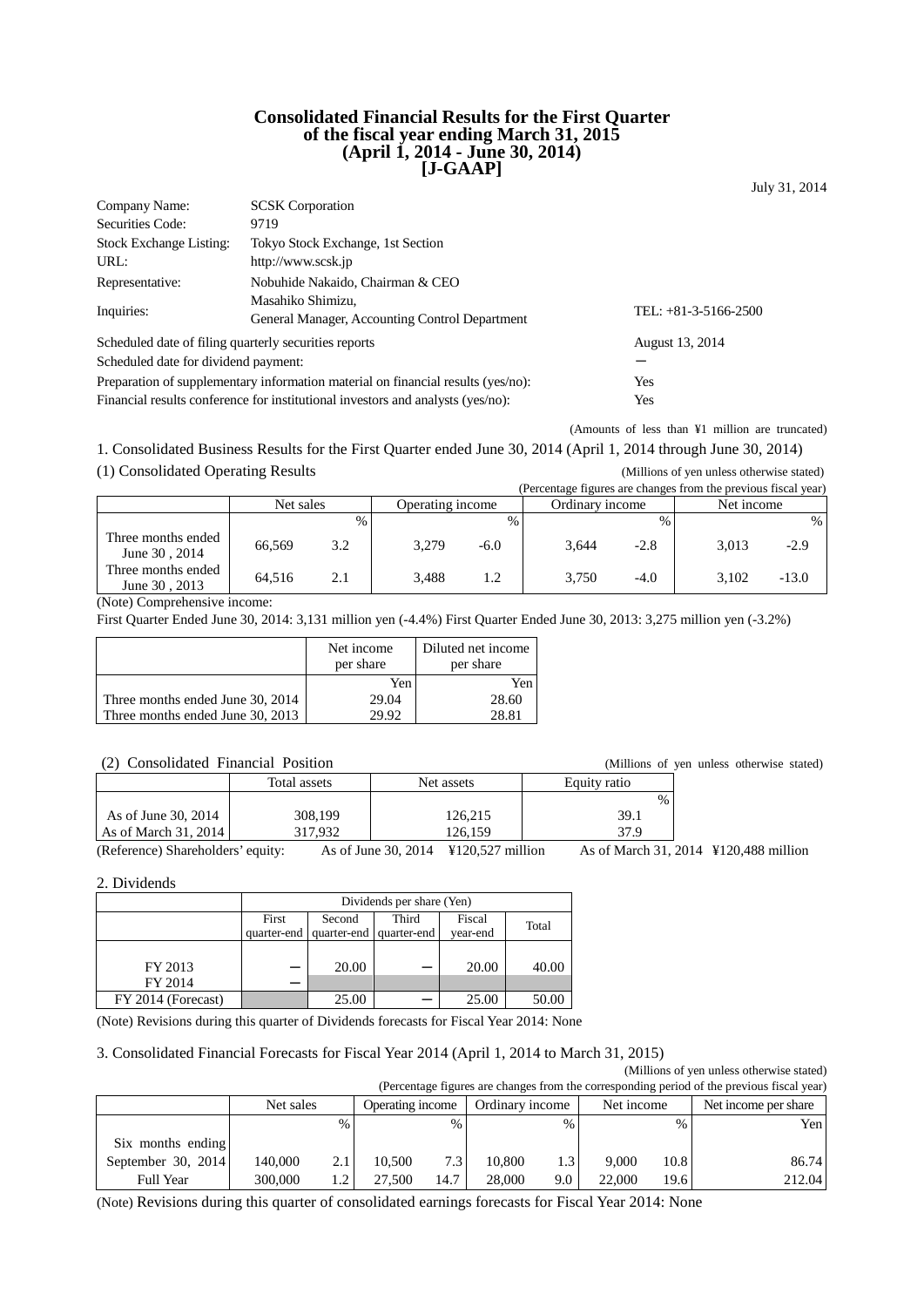# Consolidated Financial Results for the First Quarter of the fiscal year ending March 31, 2015 (April 1, 2014 - June 30, 2014) [J-GAAP]

July 31, 2014

| | | |
|---|---|---|
| Company Name: | SCSK Corporation | |
| Securities Code: | 9719 | |
| Stock Exchange Listing: | Tokyo Stock Exchange, 1st Section | |
| URL: | http://www.scsk.jp | |
| Representative: | Nobuhide Nakaido, Chairman & CEO | |
| Inquiries: | Masahiko Shimizu, General Manager, Accounting Control Department | TEL: +81-3-5166-2500 |

| | |
|---|---|
| Scheduled date of filing quarterly securities reports | August 13, 2014 |
| Scheduled date for dividend payment: | − |
| Preparation of supplementary information material on financial results (yes/no): | Yes |
| Financial results conference for institutional investors and analysts (yes/no): | Yes |

(Amounts of less than ¥1 million are truncated)

## 1. Consolidated Business Results for the First Quarter ended June 30, 2014 (April 1, 2014 through June 30, 2014)

### (1) Consolidated Operating Results

(Millions of yen unless otherwise stated)

(Percentage figures are changes from the previous fiscal year)

| | Net sales | | Operating income | | Ordinary income | | Net income | |
|---|---|---|---|---|---|---|---|---|
| | | % | | % | | % | | % |
| Three months ended June 30 , 2014 | 66,569 | 3.2 | 3,279 | -6.0 | 3,644 | -2.8 | 3,013 | -2.9 |
| Three months ended June 30 , 2013 | 64,516 | 2.1 | 3,488 | 1.2 | 3,750 | -4.0 | 3,102 | -13.0 |

(Note) Comprehensive income:

First Quarter Ended June 30, 2014: 3,131 million yen (-4.4%) First Quarter Ended June 30, 2013: 3,275 million yen (-3.2%)

| | Net income per share | Diluted net income per share |
|---|---|---|
| | Yen | Yen |
| Three months ended June 30, 2014 | 29.04 | 28.60 |
| Three months ended June 30, 2013 | 29.92 | 28.81 |

### (2) Consolidated Financial Position

(Millions of yen unless otherwise stated)

| | Total assets | Net assets | Equity ratio |
|---|---|---|---|
| | | | % |
| As of June 30, 2014 | 308,199 | 126,215 | 39.1 |
| As of March 31, 2014 | 317,932 | 126,159 | 37.9 |

(Reference) Shareholders' equity: As of June 30, 2014 ¥120,527 million As of March 31, 2014 ¥120,488 million

## 2. Dividends

| | Dividends per share (Yen) | | | | |
|---|---|---|---|---|---|
| | First quarter-end | Second quarter-end | Third quarter-end | Fiscal year-end | Total |
| FY 2013 | − | 20.00 | − | 20.00 | 40.00 |
| FY 2014 | − | | | | |
| FY 2014 (Forecast) | | 25.00 | − | 25.00 | 50.00 |

(Note) Revisions during this quarter of Dividends forecasts for Fiscal Year 2014: None

## 3. Consolidated Financial Forecasts for Fiscal Year 2014 (April 1, 2014 to March 31, 2015)

(Millions of yen unless otherwise stated)

(Percentage figures are changes from the corresponding period of the previous fiscal year)

| | Net sales | | Operating income | | Ordinary income | | Net income | | Net income per share |
|---|---|---|---|---|---|---|---|---|---|
| | | % | | % | | % | | % | Yen |
| Six months ending September 30, 2014 | 140,000 | 2.1 | 10,500 | 7.3 | 10,800 | 1.3 | 9,000 | 10.8 | 86.74 |
| Full Year | 300,000 | 1.2 | 27,500 | 14.7 | 28,000 | 9.0 | 22,000 | 19.6 | 212.04 |

(Note) Revisions during this quarter of consolidated earnings forecasts for Fiscal Year 2014: None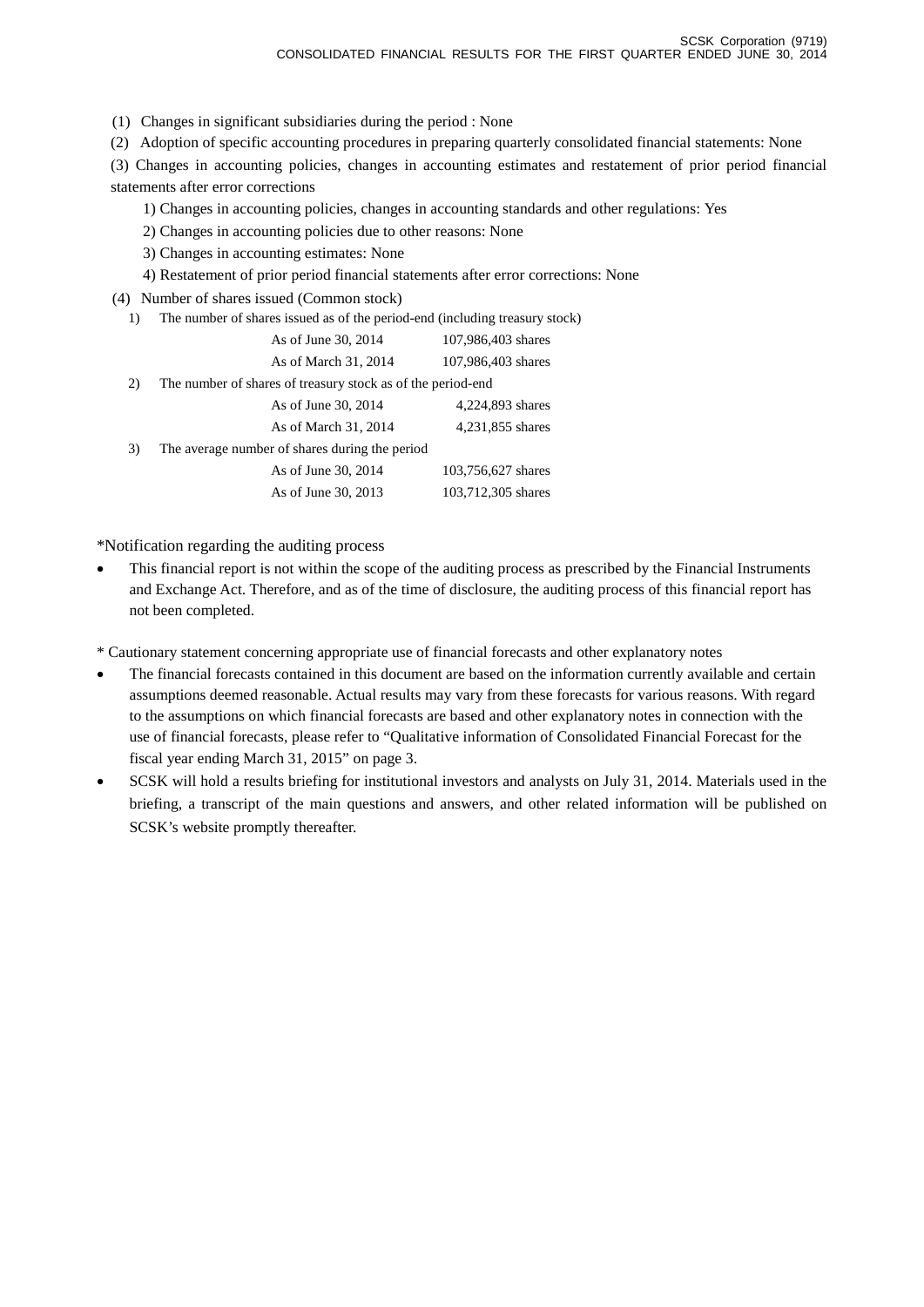(1) Changes in significant subsidiaries during the period : None

(2) Adoption of specific accounting procedures in preparing quarterly consolidated financial statements: None

(3) Changes in accounting policies, changes in accounting estimates and restatement of prior period financial statements after error corrections

1) Changes in accounting policies, changes in accounting standards and other regulations: Yes

2) Changes in accounting policies due to other reasons: None

3) Changes in accounting estimates: None

4) Restatement of prior period financial statements after error corrections: None

(4) Number of shares issued (Common stock)

1) The number of shares issued as of the period-end (including treasury stock)

| | |
|---|---|
| As of June 30, 2014 | 107,986,403 shares |
| As of March 31, 2014 | 107,986,403 shares |

2) The number of shares of treasury stock as of the period-end

| | |
|---|---|
| As of June 30, 2014 | 4,224,893 shares |
| As of March 31, 2014 | 4,231,855 shares |

3) The average number of shares during the period

| | |
|---|---|
| As of June 30, 2014 | 103,756,627 shares |
| As of June 30, 2013 | 103,712,305 shares |

*Notification regarding the auditing process

- This financial report is not within the scope of the auditing process as prescribed by the Financial Instruments and Exchange Act. Therefore, and as of the time of disclosure, the auditing process of this financial report has not been completed.

* Cautionary statement concerning appropriate use of financial forecasts and other explanatory notes

- The financial forecasts contained in this document are based on the information currently available and certain assumptions deemed reasonable. Actual results may vary from these forecasts for various reasons. With regard to the assumptions on which financial forecasts are based and other explanatory notes in connection with the use of financial forecasts, please refer to "Qualitative information of Consolidated Financial Forecast for the fiscal year ending March 31, 2015" on page 3.
- SCSK will hold a results briefing for institutional investors and analysts on July 31, 2014. Materials used in the briefing, a transcript of the main questions and answers, and other related information will be published on SCSK's website promptly thereafter.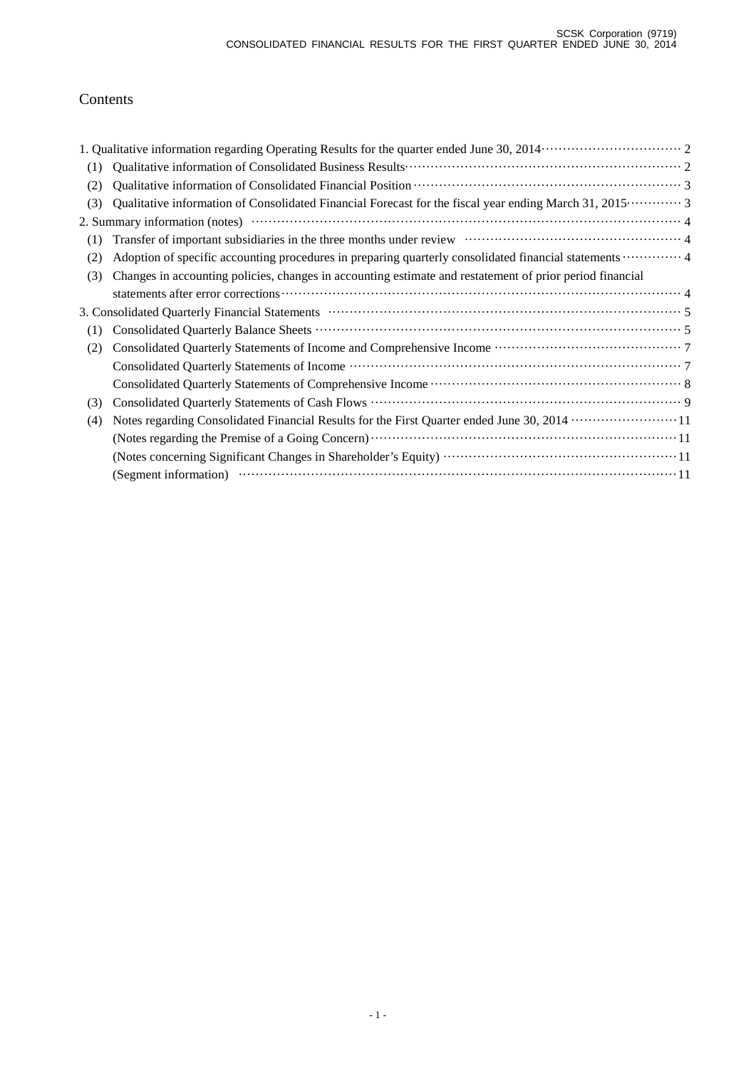# Contents

1. Qualitative information regarding Operating Results for the quarter ended June 30, 2014 ······ 2
   - (1) Qualitative information of Consolidated Business Results ······ 2
   - (2) Qualitative information of Consolidated Financial Position ······ 3
   - (3) Qualitative information of Consolidated Financial Forecast for the fiscal year ending March 31, 2015 ······ 3
2. Summary information (notes) ······ 4
   - (1) Transfer of important subsidiaries in the three months under review ······ 4
   - (2) Adoption of specific accounting procedures in preparing quarterly consolidated financial statements ······ 4
   - (3) Changes in accounting policies, changes in accounting estimate and restatement of prior period financial statements after error corrections ······ 4
3. Consolidated Quarterly Financial Statements ······ 5
   - (1) Consolidated Quarterly Balance Sheets ······ 5
   - (2) Consolidated Quarterly Statements of Income and Comprehensive Income ······ 7
     - Consolidated Quarterly Statements of Income ······ 7
     - Consolidated Quarterly Statements of Comprehensive Income ······ 8
   - (3) Consolidated Quarterly Statements of Cash Flows ······ 9
   - (4) Notes regarding Consolidated Financial Results for the First Quarter ended June 30, 2014 ······ 11
     - (Notes regarding the Premise of a Going Concern) ······ 11
     - (Notes concerning Significant Changes in Shareholder's Equity) ······ 11
     - (Segment information) ······ 11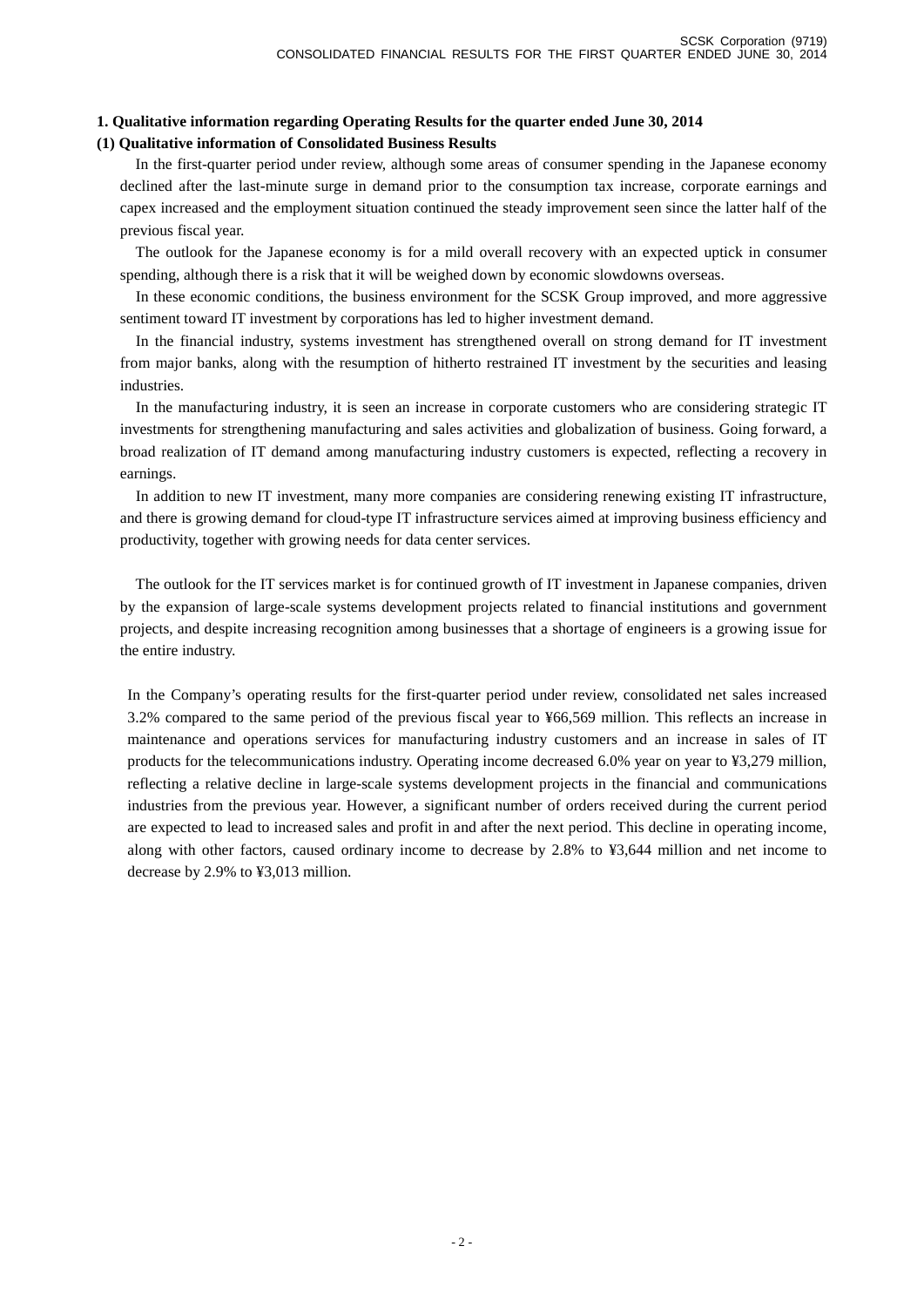## 1. Qualitative information regarding Operating Results for the quarter ended June 30, 2014

### (1) Qualitative information of Consolidated Business Results

In the first-quarter period under review, although some areas of consumer spending in the Japanese economy declined after the last-minute surge in demand prior to the consumption tax increase, corporate earnings and capex increased and the employment situation continued the steady improvement seen since the latter half of the previous fiscal year.

The outlook for the Japanese economy is for a mild overall recovery with an expected uptick in consumer spending, although there is a risk that it will be weighed down by economic slowdowns overseas.

In these economic conditions, the business environment for the SCSK Group improved, and more aggressive sentiment toward IT investment by corporations has led to higher investment demand.

In the financial industry, systems investment has strengthened overall on strong demand for IT investment from major banks, along with the resumption of hitherto restrained IT investment by the securities and leasing industries.

In the manufacturing industry, it is seen an increase in corporate customers who are considering strategic IT investments for strengthening manufacturing and sales activities and globalization of business. Going forward, a broad realization of IT demand among manufacturing industry customers is expected, reflecting a recovery in earnings.

In addition to new IT investment, many more companies are considering renewing existing IT infrastructure, and there is growing demand for cloud-type IT infrastructure services aimed at improving business efficiency and productivity, together with growing needs for data center services.

The outlook for the IT services market is for continued growth of IT investment in Japanese companies, driven by the expansion of large-scale systems development projects related to financial institutions and government projects, and despite increasing recognition among businesses that a shortage of engineers is a growing issue for the entire industry.

In the Company's operating results for the first-quarter period under review, consolidated net sales increased 3.2% compared to the same period of the previous fiscal year to ¥66,569 million. This reflects an increase in maintenance and operations services for manufacturing industry customers and an increase in sales of IT products for the telecommunications industry. Operating income decreased 6.0% year on year to ¥3,279 million, reflecting a relative decline in large-scale systems development projects in the financial and communications industries from the previous year. However, a significant number of orders received during the current period are expected to lead to increased sales and profit in and after the next period. This decline in operating income, along with other factors, caused ordinary income to decrease by 2.8% to ¥3,644 million and net income to decrease by 2.9% to ¥3,013 million.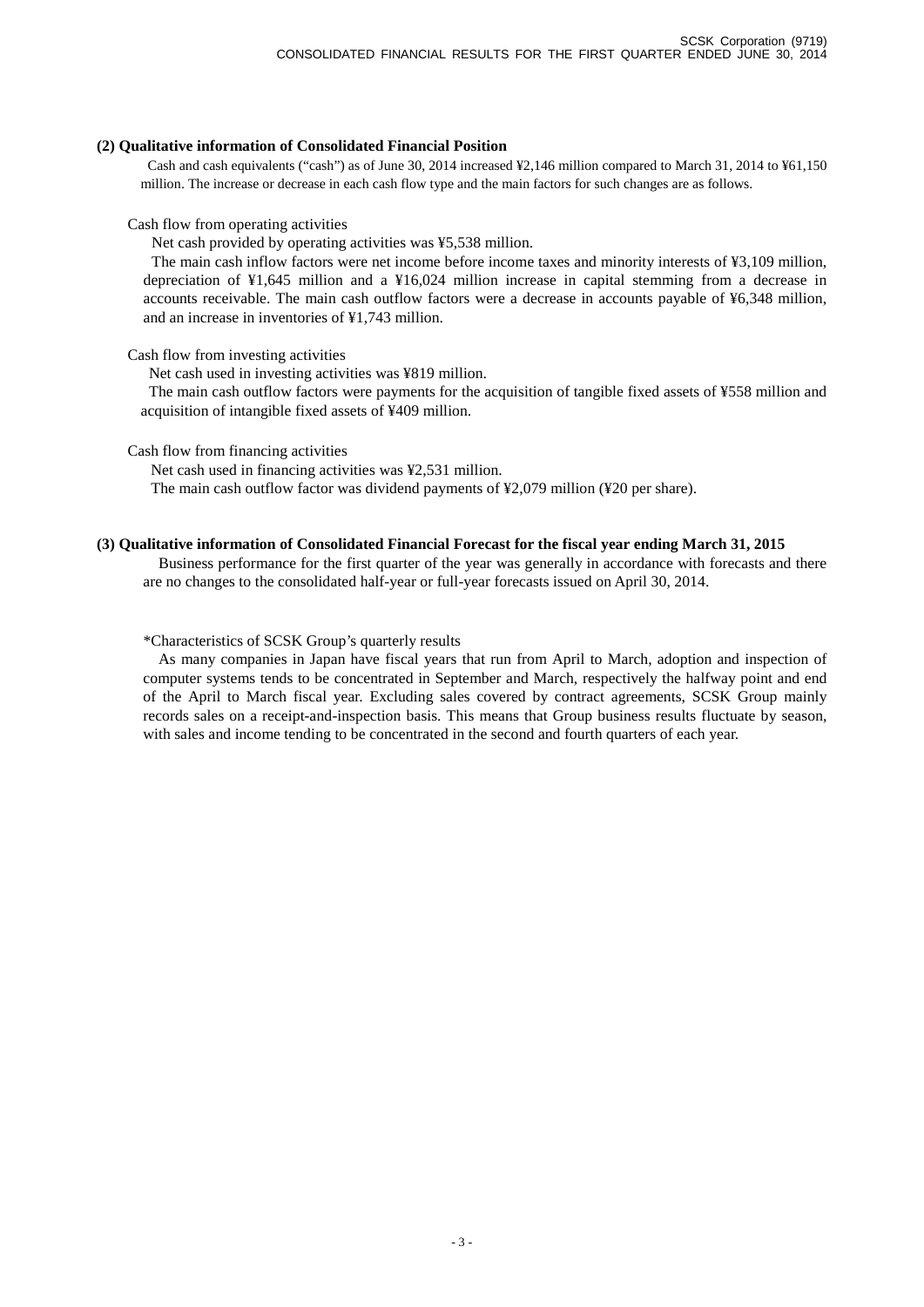### (2) Qualitative information of Consolidated Financial Position

Cash and cash equivalents ("cash") as of June 30, 2014 increased ¥2,146 million compared to March 31, 2014 to ¥61,150 million. The increase or decrease in each cash flow type and the main factors for such changes are as follows.

Cash flow from operating activities

Net cash provided by operating activities was ¥5,538 million.

The main cash inflow factors were net income before income taxes and minority interests of ¥3,109 million, depreciation of ¥1,645 million and a ¥16,024 million increase in capital stemming from a decrease in accounts receivable. The main cash outflow factors were a decrease in accounts payable of ¥6,348 million, and an increase in inventories of ¥1,743 million.

Cash flow from investing activities

Net cash used in investing activities was ¥819 million.

The main cash outflow factors were payments for the acquisition of tangible fixed assets of ¥558 million and acquisition of intangible fixed assets of ¥409 million.

Cash flow from financing activities

Net cash used in financing activities was ¥2,531 million.

The main cash outflow factor was dividend payments of ¥2,079 million (¥20 per share).

### (3) Qualitative information of Consolidated Financial Forecast for the fiscal year ending March 31, 2015

Business performance for the first quarter of the year was generally in accordance with forecasts and there are no changes to the consolidated half-year or full-year forecasts issued on April 30, 2014.

*Characteristics of SCSK Group's quarterly results

As many companies in Japan have fiscal years that run from April to March, adoption and inspection of computer systems tends to be concentrated in September and March, respectively the halfway point and end of the April to March fiscal year. Excluding sales covered by contract agreements, SCSK Group mainly records sales on a receipt-and-inspection basis. This means that Group business results fluctuate by season, with sales and income tending to be concentrated in the second and fourth quarters of each year.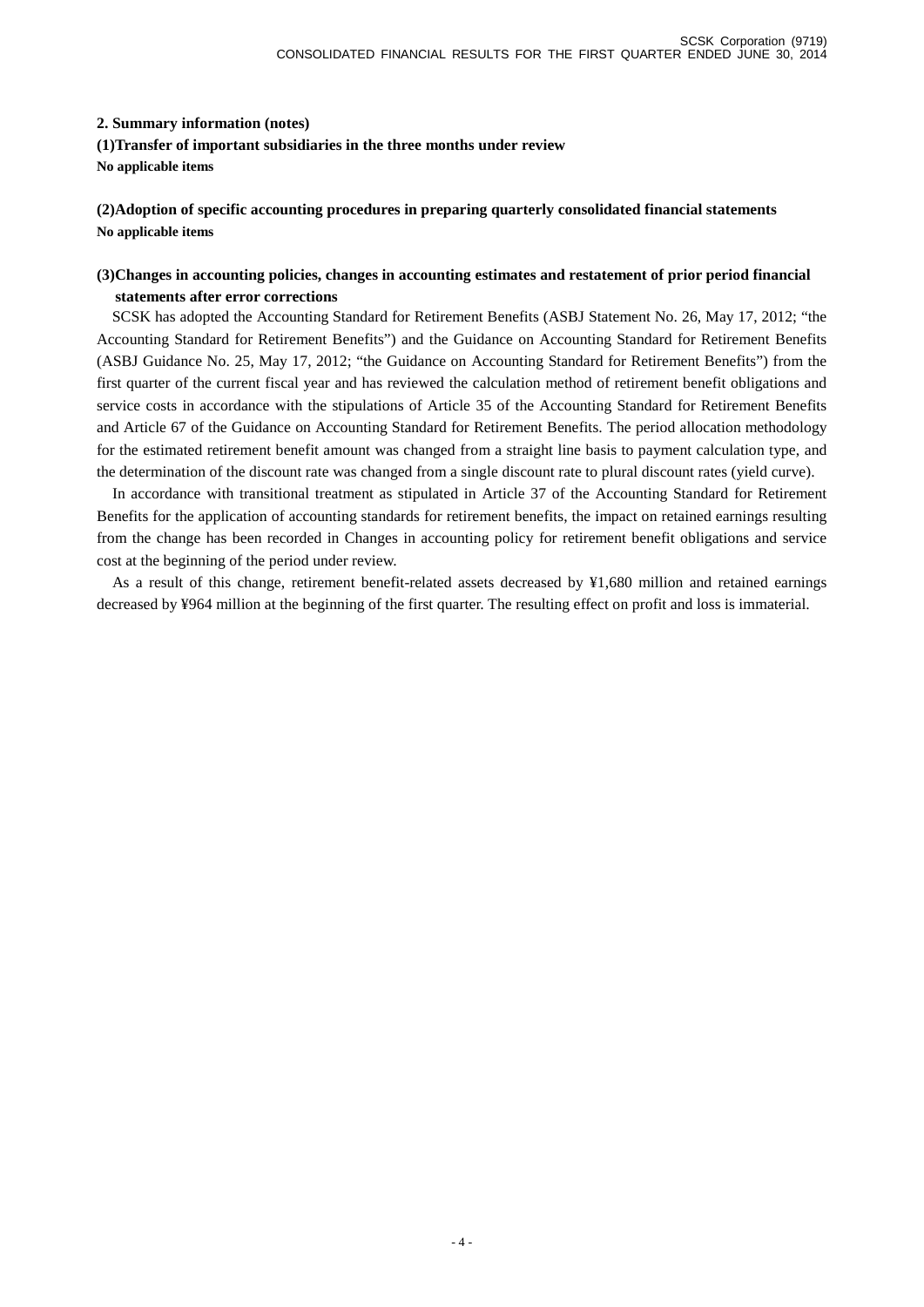## 2. Summary information (notes)

### (1)Transfer of important subsidiaries in the three months under review

**No applicable items**

### (2)Adoption of specific accounting procedures in preparing quarterly consolidated financial statements

**No applicable items**

### (3)Changes in accounting policies, changes in accounting estimates and restatement of prior period financial statements after error corrections

SCSK has adopted the Accounting Standard for Retirement Benefits (ASBJ Statement No. 26, May 17, 2012; "the Accounting Standard for Retirement Benefits") and the Guidance on Accounting Standard for Retirement Benefits (ASBJ Guidance No. 25, May 17, 2012; "the Guidance on Accounting Standard for Retirement Benefits") from the first quarter of the current fiscal year and has reviewed the calculation method of retirement benefit obligations and service costs in accordance with the stipulations of Article 35 of the Accounting Standard for Retirement Benefits and Article 67 of the Guidance on Accounting Standard for Retirement Benefits. The period allocation methodology for the estimated retirement benefit amount was changed from a straight line basis to payment calculation type, and the determination of the discount rate was changed from a single discount rate to plural discount rates (yield curve).

In accordance with transitional treatment as stipulated in Article 37 of the Accounting Standard for Retirement Benefits for the application of accounting standards for retirement benefits, the impact on retained earnings resulting from the change has been recorded in Changes in accounting policy for retirement benefit obligations and service cost at the beginning of the period under review.

As a result of this change, retirement benefit-related assets decreased by ¥1,680 million and retained earnings decreased by ¥964 million at the beginning of the first quarter. The resulting effect on profit and loss is immaterial.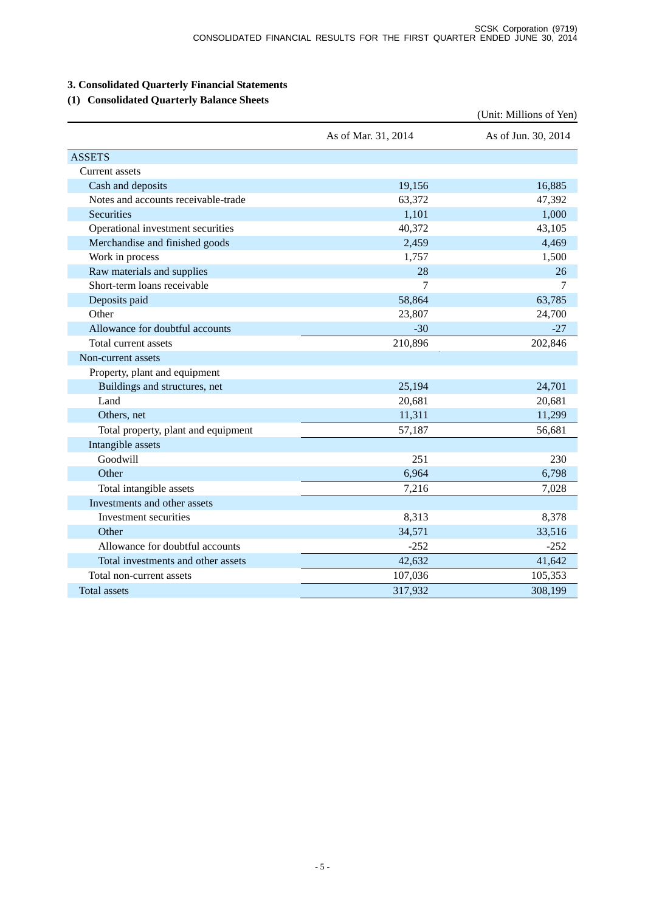## 3. Consolidated Quarterly Financial Statements

### (1) Consolidated Quarterly Balance Sheets

(Unit: Millions of Yen)

| | As of Mar. 31, 2014 | As of Jun. 30, 2014 |
|---|---|---|
| ASSETS | | |
| Current assets | | |
| Cash and deposits | 19,156 | 16,885 |
| Notes and accounts receivable-trade | 63,372 | 47,392 |
| Securities | 1,101 | 1,000 |
| Operational investment securities | 40,372 | 43,105 |
| Merchandise and finished goods | 2,459 | 4,469 |
| Work in process | 1,757 | 1,500 |
| Raw materials and supplies | 28 | 26 |
| Short-term loans receivable | 7 | 7 |
| Deposits paid | 58,864 | 63,785 |
| Other | 23,807 | 24,700 |
| Allowance for doubtful accounts | -30 | -27 |
| Total current assets | 210,896 | 202,846 |
| Non-current assets | | |
| Property, plant and equipment | | |
| Buildings and structures, net | 25,194 | 24,701 |
| Land | 20,681 | 20,681 |
| Others, net | 11,311 | 11,299 |
| Total property, plant and equipment | 57,187 | 56,681 |
| Intangible assets | | |
| Goodwill | 251 | 230 |
| Other | 6,964 | 6,798 |
| Total intangible assets | 7,216 | 7,028 |
| Investments and other assets | | |
| Investment securities | 8,313 | 8,378 |
| Other | 34,571 | 33,516 |
| Allowance for doubtful accounts | -252 | -252 |
| Total investments and other assets | 42,632 | 41,642 |
| Total non-current assets | 107,036 | 105,353 |
| Total assets | 317,932 | 308,199 |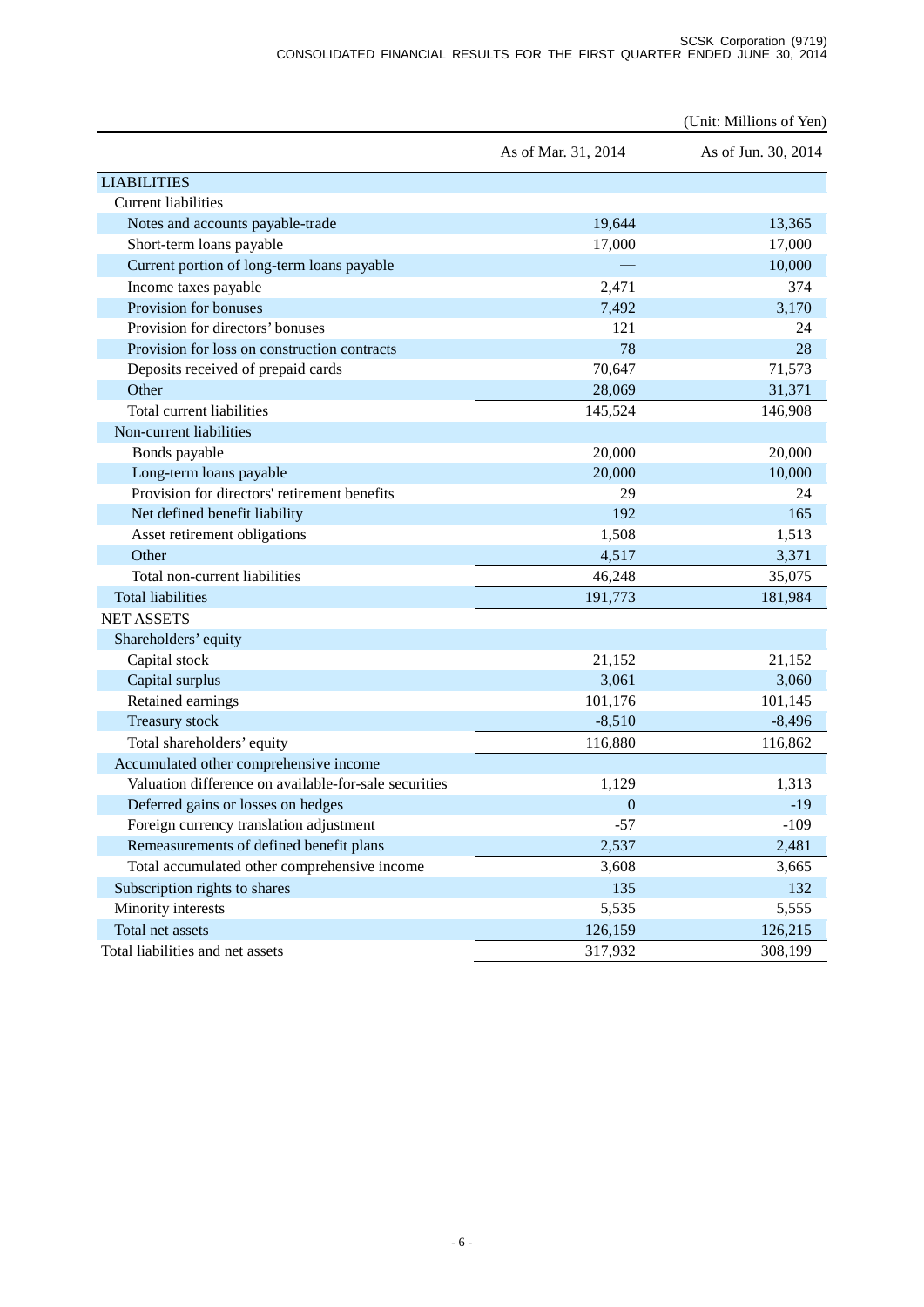(Unit: Millions of Yen)

| | As of Mar. 31, 2014 | As of Jun. 30, 2014 |
|---|---|---|
| LIABILITIES | | |
| Current liabilities | | |
| Notes and accounts payable-trade | 19,644 | 13,365 |
| Short-term loans payable | 17,000 | 17,000 |
| Current portion of long-term loans payable | — | 10,000 |
| Income taxes payable | 2,471 | 374 |
| Provision for bonuses | 7,492 | 3,170 |
| Provision for directors' bonuses | 121 | 24 |
| Provision for loss on construction contracts | 78 | 28 |
| Deposits received of prepaid cards | 70,647 | 71,573 |
| Other | 28,069 | 31,371 |
| Total current liabilities | 145,524 | 146,908 |
| Non-current liabilities | | |
| Bonds payable | 20,000 | 20,000 |
| Long-term loans payable | 20,000 | 10,000 |
| Provision for directors' retirement benefits | 29 | 24 |
| Net defined benefit liability | 192 | 165 |
| Asset retirement obligations | 1,508 | 1,513 |
| Other | 4,517 | 3,371 |
| Total non-current liabilities | 46,248 | 35,075 |
| Total liabilities | 191,773 | 181,984 |
| NET ASSETS | | |
| Shareholders' equity | | |
| Capital stock | 21,152 | 21,152 |
| Capital surplus | 3,061 | 3,060 |
| Retained earnings | 101,176 | 101,145 |
| Treasury stock | -8,510 | -8,496 |
| Total shareholders' equity | 116,880 | 116,862 |
| Accumulated other comprehensive income | | |
| Valuation difference on available-for-sale securities | 1,129 | 1,313 |
| Deferred gains or losses on hedges | 0 | -19 |
| Foreign currency translation adjustment | -57 | -109 |
| Remeasurements of defined benefit plans | 2,537 | 2,481 |
| Total accumulated other comprehensive income | 3,608 | 3,665 |
| Subscription rights to shares | 135 | 132 |
| Minority interests | 5,535 | 5,555 |
| Total net assets | 126,159 | 126,215 |
| Total liabilities and net assets | 317,932 | 308,199 |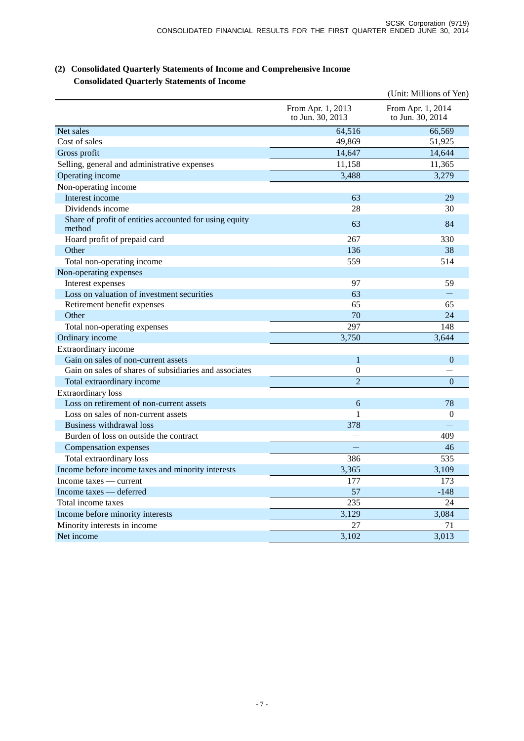## (2) Consolidated Quarterly Statements of Income and Comprehensive Income

### Consolidated Quarterly Statements of Income

(Unit: Millions of Yen)

| | From Apr. 1, 2013 to Jun. 30, 2013 | From Apr. 1, 2014 to Jun. 30, 2014 |
|---|---|---|
| Net sales | 64,516 | 66,569 |
| Cost of sales | 49,869 | 51,925 |
| Gross profit | 14,647 | 14,644 |
| Selling, general and administrative expenses | 11,158 | 11,365 |
| Operating income | 3,488 | 3,279 |
| Non-operating income | | |
| Interest income | 63 | 29 |
| Dividends income | 28 | 30 |
| Share of profit of entities accounted for using equity method | 63 | 84 |
| Hoard profit of prepaid card | 267 | 330 |
| Other | 136 | 38 |
| Total non-operating income | 559 | 514 |
| Non-operating expenses | | |
| Interest expenses | 97 | 59 |
| Loss on valuation of investment securities | 63 | — |
| Retirement benefit expenses | 65 | 65 |
| Other | 70 | 24 |
| Total non-operating expenses | 297 | 148 |
| Ordinary income | 3,750 | 3,644 |
| Extraordinary income | | |
| Gain on sales of non-current assets | 1 | 0 |
| Gain on sales of shares of subsidiaries and associates | 0 | — |
| Total extraordinary income | 2 | 0 |
| Extraordinary loss | | |
| Loss on retirement of non-current assets | 6 | 78 |
| Loss on sales of non-current assets | 1 | 0 |
| Business withdrawal loss | 378 | — |
| Burden of loss on outside the contract | — | 409 |
| Compensation expenses | — | 46 |
| Total extraordinary loss | 386 | 535 |
| Income before income taxes and minority interests | 3,365 | 3,109 |
| Income taxes — current | 177 | 173 |
| Income taxes — deferred | 57 | -148 |
| Total income taxes | 235 | 24 |
| Income before minority interests | 3,129 | 3,084 |
| Minority interests in income | 27 | 71 |
| Net income | 3,102 | 3,013 |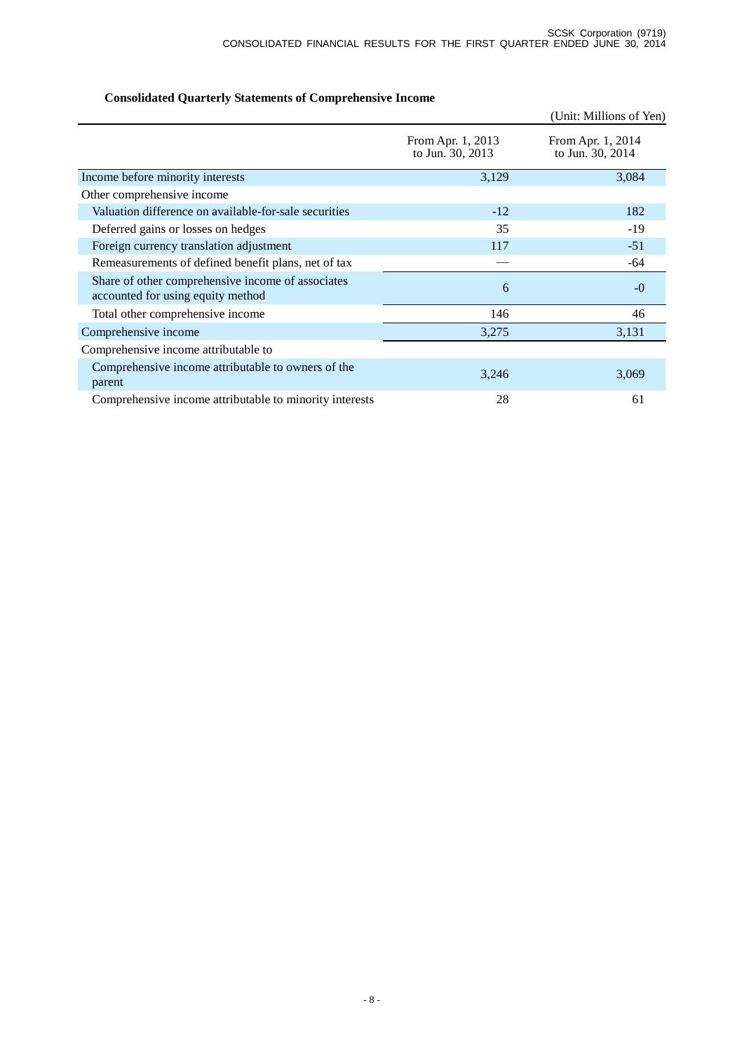### Consolidated Quarterly Statements of Comprehensive Income

(Unit: Millions of Yen)

| | From Apr. 1, 2013 to Jun. 30, 2013 | From Apr. 1, 2014 to Jun. 30, 2014 |
|---|---|---|
| Income before minority interests | 3,129 | 3,084 |
| Other comprehensive income | | |
| Valuation difference on available-for-sale securities | -12 | 182 |
| Deferred gains or losses on hedges | 35 | -19 |
| Foreign currency translation adjustment | 117 | -51 |
| Remeasurements of defined benefit plans, net of tax | — | -64 |
| Share of other comprehensive income of associates accounted for using equity method | 6 | -0 |
| Total other comprehensive income | 146 | 46 |
| Comprehensive income | 3,275 | 3,131 |
| Comprehensive income attributable to | | |
| Comprehensive income attributable to owners of the parent | 3,246 | 3,069 |
| Comprehensive income attributable to minority interests | 28 | 61 |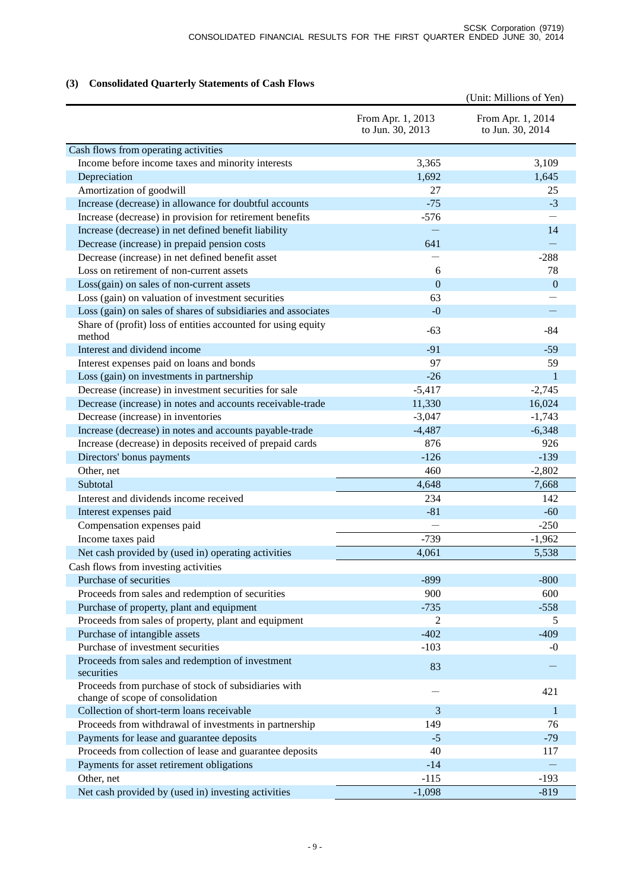### (3) Consolidated Quarterly Statements of Cash Flows

(Unit: Millions of Yen)

| | From Apr. 1, 2013 to Jun. 30, 2013 | From Apr. 1, 2014 to Jun. 30, 2014 |
|---|---|---|
| Cash flows from operating activities | | |
| Income before income taxes and minority interests | 3,365 | 3,109 |
| Depreciation | 1,692 | 1,645 |
| Amortization of goodwill | 27 | 25 |
| Increase (decrease) in allowance for doubtful accounts | -75 | -3 |
| Increase (decrease) in provision for retirement benefits | -576 | — |
| Increase (decrease) in net defined benefit liability | — | 14 |
| Decrease (increase) in prepaid pension costs | 641 | — |
| Decrease (increase) in net defined benefit asset | — | -288 |
| Loss on retirement of non-current assets | 6 | 78 |
| Loss(gain) on sales of non-current assets | 0 | 0 |
| Loss (gain) on valuation of investment securities | 63 | — |
| Loss (gain) on sales of shares of subsidiaries and associates | -0 | — |
| Share of (profit) loss of entities accounted for using equity method | -63 | -84 |
| Interest and dividend income | -91 | -59 |
| Interest expenses paid on loans and bonds | 97 | 59 |
| Loss (gain) on investments in partnership | -26 | 1 |
| Decrease (increase) in investment securities for sale | -5,417 | -2,745 |
| Decrease (increase) in notes and accounts receivable-trade | 11,330 | 16,024 |
| Decrease (increase) in inventories | -3,047 | -1,743 |
| Increase (decrease) in notes and accounts payable-trade | -4,487 | -6,348 |
| Increase (decrease) in deposits received of prepaid cards | 876 | 926 |
| Directors' bonus payments | -126 | -139 |
| Other, net | 460 | -2,802 |
| Subtotal | 4,648 | 7,668 |
| Interest and dividends income received | 234 | 142 |
| Interest expenses paid | -81 | -60 |
| Compensation expenses paid | — | -250 |
| Income taxes paid | -739 | -1,962 |
| Net cash provided by (used in) operating activities | 4,061 | 5,538 |
| Cash flows from investing activities | | |
| Purchase of securities | -899 | -800 |
| Proceeds from sales and redemption of securities | 900 | 600 |
| Purchase of property, plant and equipment | -735 | -558 |
| Proceeds from sales of property, plant and equipment | 2 | 5 |
| Purchase of intangible assets | -402 | -409 |
| Purchase of investment securities | -103 | -0 |
| Proceeds from sales and redemption of investment securities | 83 | — |
| Proceeds from purchase of stock of subsidiaries with change of scope of consolidation | — | 421 |
| Collection of short-term loans receivable | 3 | 1 |
| Proceeds from withdrawal of investments in partnership | 149 | 76 |
| Payments for lease and guarantee deposits | -5 | -79 |
| Proceeds from collection of lease and guarantee deposits | 40 | 117 |
| Payments for asset retirement obligations | -14 | — |
| Other, net | -115 | -193 |
| Net cash provided by (used in) investing activities | -1,098 | -819 |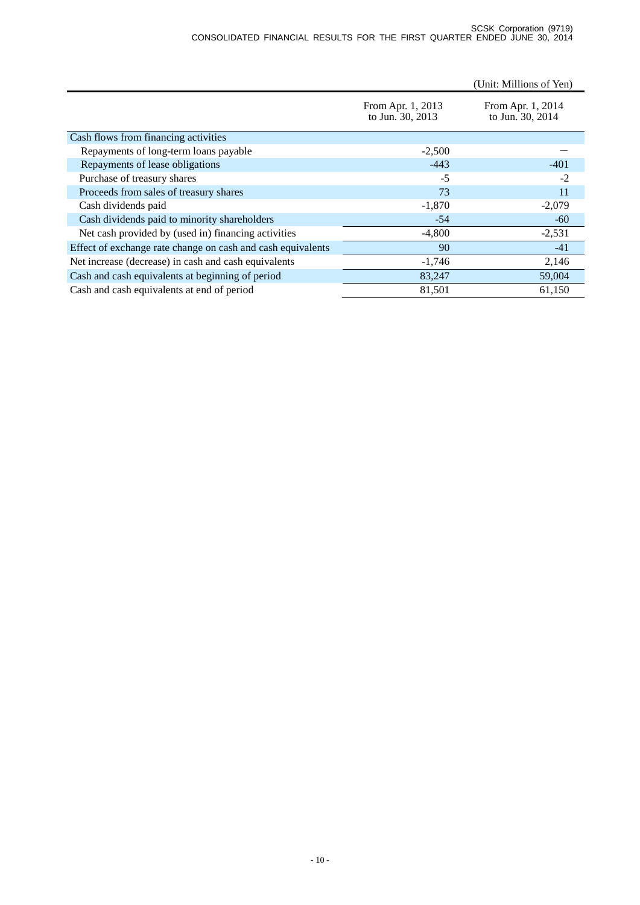(Unit: Millions of Yen)

| | From Apr. 1, 2013 to Jun. 30, 2013 | From Apr. 1, 2014 to Jun. 30, 2014 |
|---|---|---|
| Cash flows from financing activities | | |
| Repayments of long-term loans payable | -2,500 | — |
| Repayments of lease obligations | -443 | -401 |
| Purchase of treasury shares | -5 | -2 |
| Proceeds from sales of treasury shares | 73 | 11 |
| Cash dividends paid | -1,870 | -2,079 |
| Cash dividends paid to minority shareholders | -54 | -60 |
| Net cash provided by (used in) financing activities | -4,800 | -2,531 |
| Effect of exchange rate change on cash and cash equivalents | 90 | -41 |
| Net increase (decrease) in cash and cash equivalents | -1,746 | 2,146 |
| Cash and cash equivalents at beginning of period | 83,247 | 59,004 |
| Cash and cash equivalents at end of period | 81,501 | 61,150 |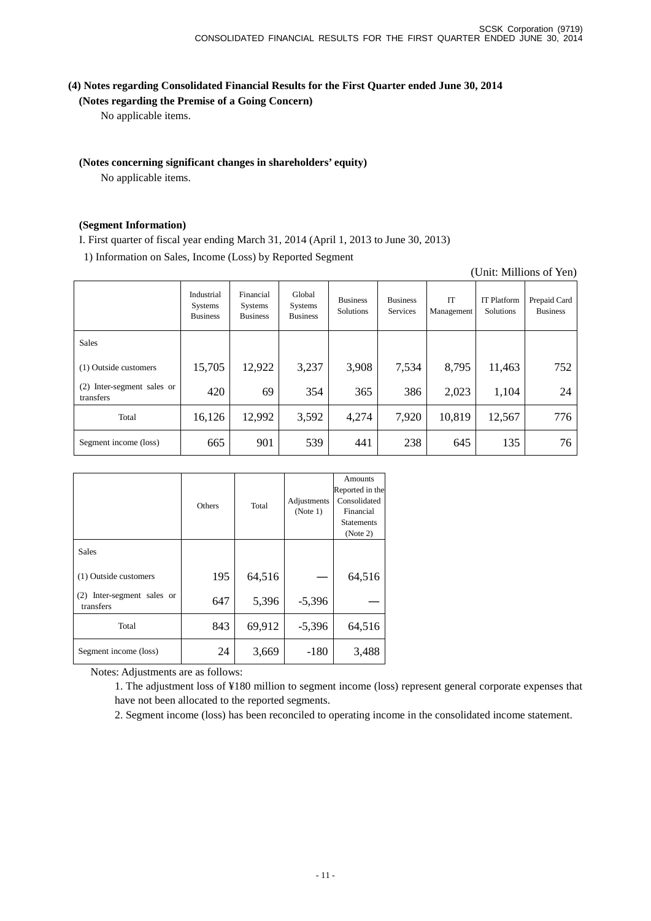## (4) Notes regarding Consolidated Financial Results for the First Quarter ended June 30, 2014

**(Notes regarding the Premise of a Going Concern)**

No applicable items.

**(Notes concerning significant changes in shareholders' equity)**

No applicable items.

**(Segment Information)**

I. First quarter of fiscal year ending March 31, 2014 (April 1, 2013 to June 30, 2013)

1) Information on Sales, Income (Loss) by Reported Segment

(Unit: Millions of Yen)

| | Industrial Systems Business | Financial Systems Business | Global Systems Business | Business Solutions | Business Services | IT Management | IT Platform Solutions | Prepaid Card Business |
|---|---|---|---|---|---|---|---|---|
| Sales | | | | | | | | |
| (1) Outside customers | 15,705 | 12,922 | 3,237 | 3,908 | 7,534 | 8,795 | 11,463 | 752 |
| (2) Inter-segment sales or transfers | 420 | 69 | 354 | 365 | 386 | 2,023 | 1,104 | 24 |
| Total | 16,126 | 12,992 | 3,592 | 4,274 | 7,920 | 10,819 | 12,567 | 776 |
| Segment income (loss) | 665 | 901 | 539 | 441 | 238 | 645 | 135 | 76 |

| | Others | Total | Adjustments (Note 1) | Amounts Reported in the Consolidated Financial Statements (Note 2) |
|---|---|---|---|---|
| Sales | | | | |
| (1) Outside customers | 195 | 64,516 | — | 64,516 |
| (2) Inter-segment sales or transfers | 647 | 5,396 | -5,396 | — |
| Total | 843 | 69,912 | -5,396 | 64,516 |
| Segment income (loss) | 24 | 3,669 | -180 | 3,488 |

Notes: Adjustments are as follows:

1. The adjustment loss of ¥180 million to segment income (loss) represent general corporate expenses that have not been allocated to the reported segments.
2. Segment income (loss) has been reconciled to operating income in the consolidated income statement.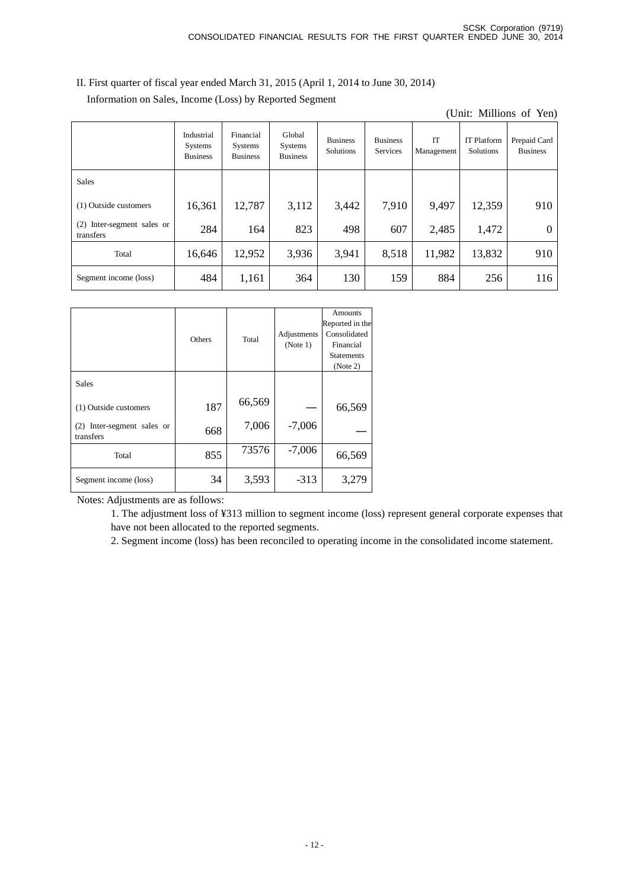II. First quarter of fiscal year ended March 31, 2015 (April 1, 2014 to June 30, 2014)

Information on Sales, Income (Loss) by Reported Segment

(Unit: Millions of Yen)

| | Industrial Systems Business | Financial Systems Business | Global Systems Business | Business Solutions | Business Services | IT Management | IT Platform Solutions | Prepaid Card Business |
|---|---|---|---|---|---|---|---|---|
| Sales | | | | | | | | |
| (1) Outside customers | 16,361 | 12,787 | 3,112 | 3,442 | 7,910 | 9,497 | 12,359 | 910 |
| (2) Inter-segment sales or transfers | 284 | 164 | 823 | 498 | 607 | 2,485 | 1,472 | 0 |
| Total | 16,646 | 12,952 | 3,936 | 3,941 | 8,518 | 11,982 | 13,832 | 910 |
| Segment income (loss) | 484 | 1,161 | 364 | 130 | 159 | 884 | 256 | 116 |

| | Others | Total | Adjustments (Note 1) | Amounts Reported in the Consolidated Financial Statements (Note 2) |
|---|---|---|---|---|
| Sales | | | | |
| (1) Outside customers | 187 | 66,569 | — | 66,569 |
| (2) Inter-segment sales or transfers | 668 | 7,006 | -7,006 | — |
| Total | 855 | 73576 | -7,006 | 66,569 |
| Segment income (loss) | 34 | 3,593 | -313 | 3,279 |

Notes: Adjustments are as follows:

1. The adjustment loss of ¥313 million to segment income (loss) represent general corporate expenses that have not been allocated to the reported segments.
2. Segment income (loss) has been reconciled to operating income in the consolidated income statement.